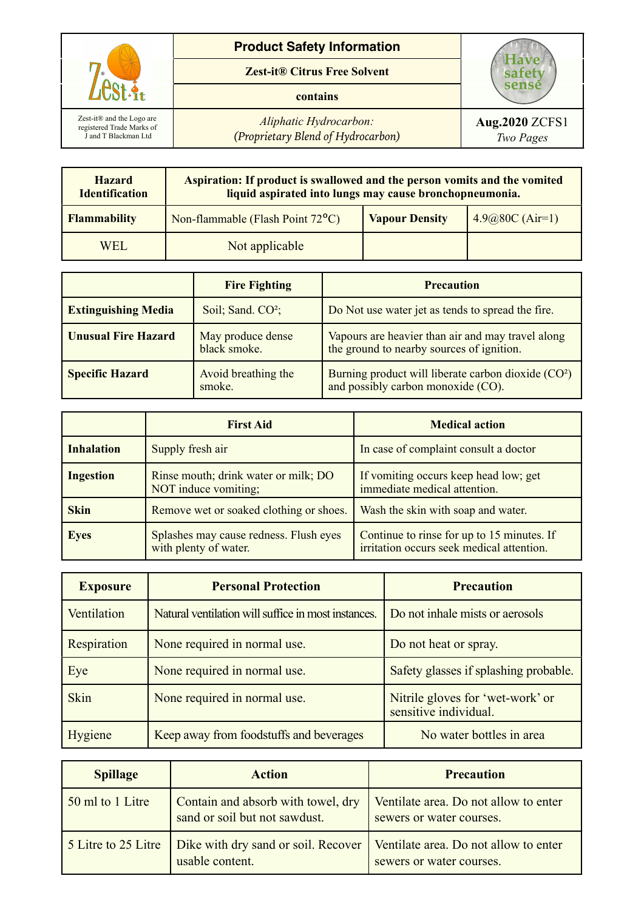| Zest-it® and the Logo are registered Trade Marks of J and T Blackman Ltd | Product Safety Information | Have safety sense |
|---|---|---|
| | Zest-it® Citrus Free Solvent | |
| | contains | |
| | *Aliphatic Hydrocarbon: (Proprietary Blend of Hydrocarbon)* | **Aug.2020** ZCFS1 *Two Pages* |

| **Hazard Identification** | **Aspiration: If product is swallowed and the person vomits and the vomited liquid aspirated into lungs may cause bronchopneumonia.** | | |
|---|---|---|---|
| **Flammability** | Non-flammable (Flash Point 72°C) | **Vapour Density** | 4.9@80C (Air=1) |
| WEL | Not applicable | | |

| | **Fire Fighting** | **Precaution** |
|---|---|---|
| **Extinguishing Media** | Soil; Sand. $CO^2$; | Do Not use water jet as tends to spread the fire. |
| **Unusual Fire Hazard** | May produce dense black smoke. | Vapours are heavier than air and may travel along the ground to nearby sources of ignition. |
| **Specific Hazard** | Avoid breathing the smoke. | Burning product will liberate carbon dioxide ($CO^2$) and possibly carbon monoxide (CO). |

| | **First Aid** | **Medical action** |
|---|---|---|
| **Inhalation** | Supply fresh air | In case of complaint consult a doctor |
| **Ingestion** | Rinse mouth; drink water or milk; DO NOT induce vomiting; | If vomiting occurs keep head low; get immediate medical attention. |
| **Skin** | Remove wet or soaked clothing or shoes. | Wash the skin with soap and water. |
| **Eyes** | Splashes may cause redness. Flush eyes with plenty of water. | Continue to rinse for up to 15 minutes. If irritation occurs seek medical attention. |

| **Exposure** | **Personal Protection** | **Precaution** |
|---|---|---|
| Ventilation | Natural ventilation will suffice in most instances. | Do not inhale mists or aerosols |
| Respiration | None required in normal use. | Do not heat or spray. |
| Eye | None required in normal use. | Safety glasses if splashing probable. |
| Skin | None required in normal use. | Nitrile gloves for 'wet-work' or sensitive individual. |
| Hygiene | Keep away from foodstuffs and beverages | No water bottles in area |

| **Spillage** | **Action** | **Precaution** |
|---|---|---|
| 50 ml to 1 Litre | Contain and absorb with towel, dry sand or soil but not sawdust. | Ventilate area. Do not allow to enter sewers or water courses. |
| 5 Litre to 25 Litre | Dike with dry sand or soil. Recover usable content. | Ventilate area. Do not allow to enter sewers or water courses. |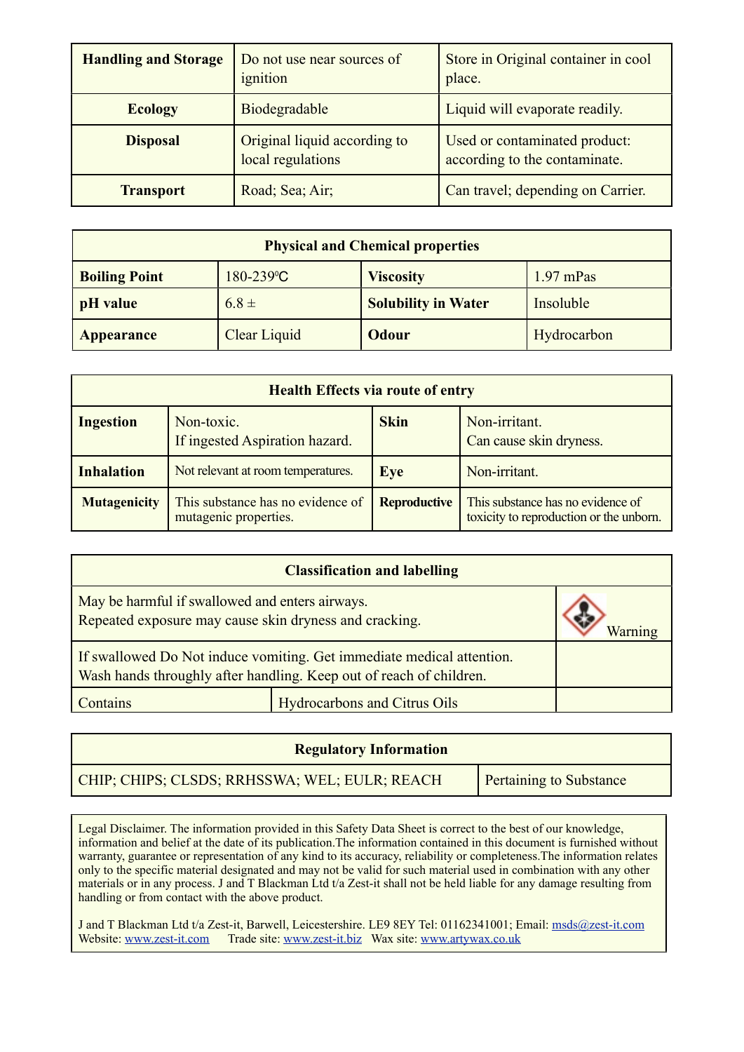| | | |
|---|---|---|
| **Handling and Storage** | Do not use near sources of ignition | Store in Original container in cool place. |
| **Ecology** | Biodegradable | Liquid will evaporate readily. |
| **Disposal** | Original liquid according to local regulations | Used or contaminated product: according to the contaminate. |
| **Transport** | Road; Sea; Air; | Can travel; depending on Carrier. |

| **Physical and Chemical properties** | | | |
|---|---|---|---|
| **Boiling Point** | 180-239$^{o}$C | **Viscosity** | 1.97 mPas |
| **pH value** | 6.8 ± | **Solubility in Water** | Insoluble |
| **Appearance** | Clear Liquid | **Odour** | Hydrocarbon |

| **Health Effects via route of entry** | | | |
|---|---|---|---|
| **Ingestion** | Non-toxic.<br>If ingested Aspiration hazard. | **Skin** | Non-irritant.<br>Can cause skin dryness. |
| **Inhalation** | Not relevant at room temperatures. | **Eye** | Non-irritant. |
| **Mutagenicity** | This substance has no evidence of mutagenic properties. | **Reproductive** | This substance has no evidence of toxicity to reproduction or the unborn. |

| **Classification and labelling** | | |
|---|---|---|
| May be harmful if swallowed and enters airways.<br>Repeated exposure may cause skin dryness and cracking. | | Warning |
| If swallowed Do Not induce vomiting. Get immediate medical attention.<br>Wash hands throughly after handling. Keep out of reach of children. | | |
| Contains | Hydrocarbons and Citrus Oils | |

| **Regulatory Information** | |
|---|---|
| CHIP; CHIPS; CLSDS; RRHSSWA; WEL; EULR; REACH | Pertaining to Substance |

Legal Disclaimer. The information provided in this Safety Data Sheet is correct to the best of our knowledge, information and belief at the date of its publication.The information contained in this document is furnished without warranty, guarantee or representation of any kind to its accuracy, reliability or completeness.The information relates only to the specific material designated and may not be valid for such material used in combination with any other materials or in any process. J and T Blackman Ltd t/a Zest-it shall not be held liable for any damage resulting from handling or from contact with the above product.

J and T Blackman Ltd t/a Zest-it, Barwell, Leicestershire. LE9 8EY Tel: 01162341001; Email: msds@zest-it.com
Website: www.zest-it.com Trade site: www.zest-it.biz Wax site: www.artywax.co.uk